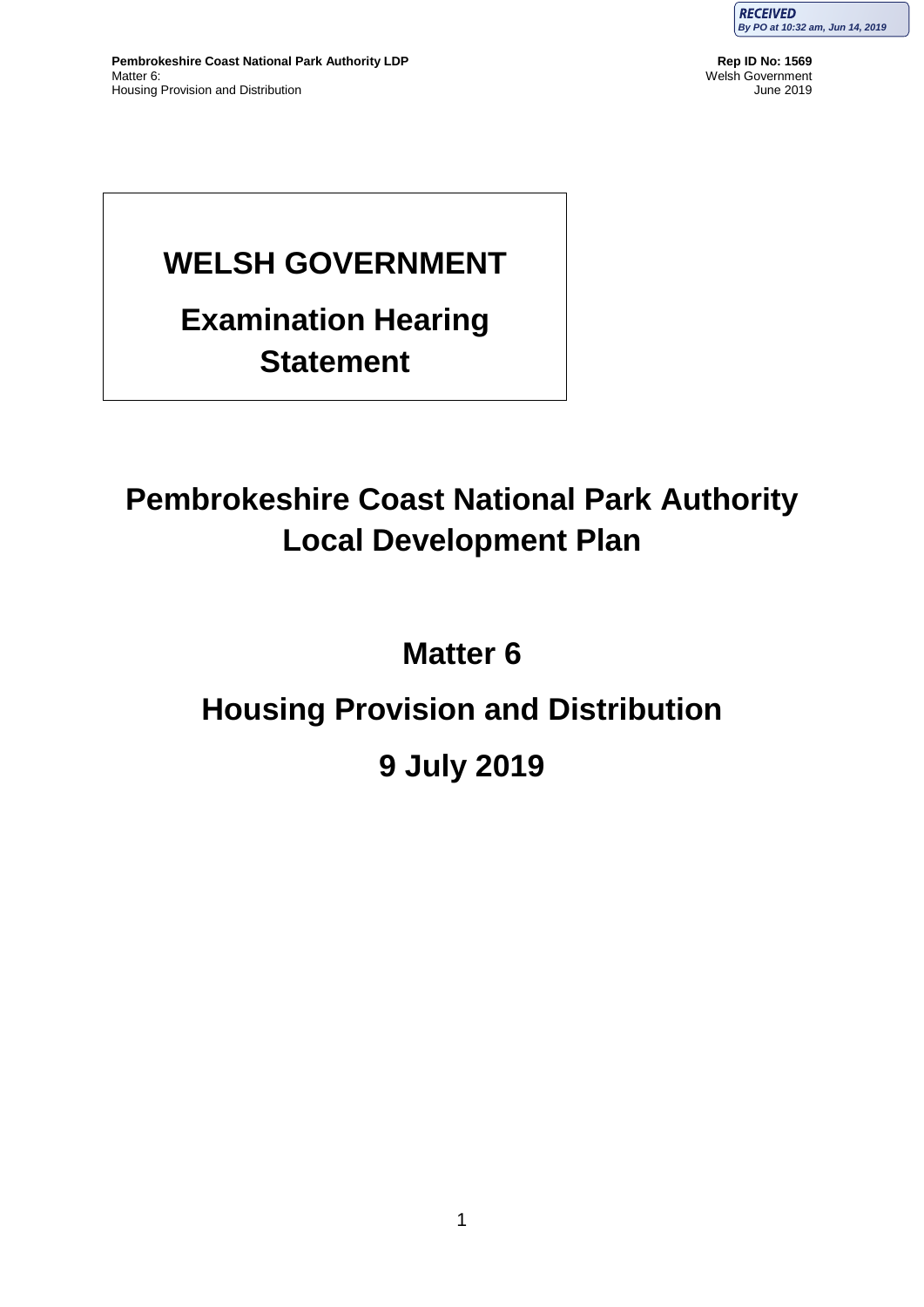# WELSH GOVERNMENT

## Examination Hearing Statement

# Pembrokeshire Coast National Park Authority Local Development Plan

## Matter 6

## Housing Provision and Distribution

## 9 July 2019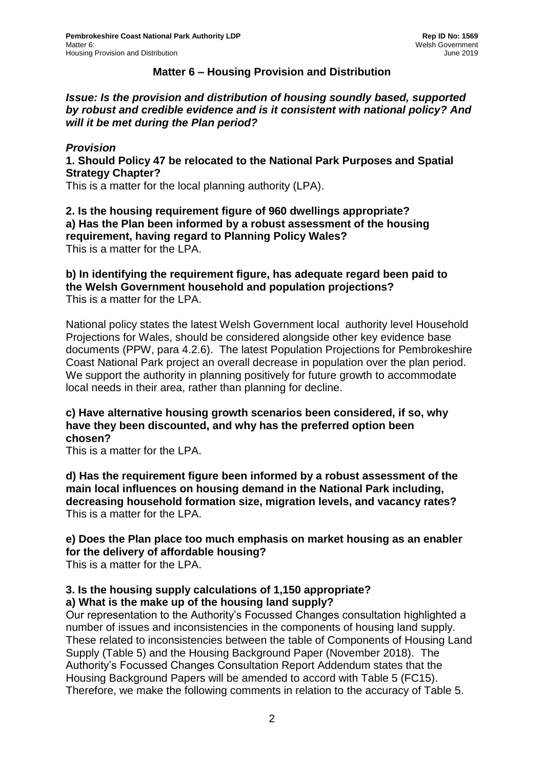## Matter 6 – Housing Provision and Distribution

***Issue: Is the provision and distribution of housing soundly based, supported by robust and credible evidence and is it consistent with national policy? And will it be met during the Plan period?***

### *Provision*

**1. Should Policy 47 be relocated to the National Park Purposes and Spatial Strategy Chapter?**

This is a matter for the local planning authority (LPA).

**2. Is the housing requirement figure of 960 dwellings appropriate?**

**a) Has the Plan been informed by a robust assessment of the housing requirement, having regard to Planning Policy Wales?**

This is a matter for the LPA.

**b) In identifying the requirement figure, has adequate regard been paid to the Welsh Government household and population projections?**

This is a matter for the LPA.

National policy states the latest Welsh Government local authority level Household Projections for Wales, should be considered alongside other key evidence base documents (PPW, para 4.2.6). The latest Population Projections for Pembrokeshire Coast National Park project an overall decrease in population over the plan period. We support the authority in planning positively for future growth to accommodate local needs in their area, rather than planning for decline.

**c) Have alternative housing growth scenarios been considered, if so, why have they been discounted, and why has the preferred option been chosen?**

This is a matter for the LPA.

**d) Has the requirement figure been informed by a robust assessment of the main local influences on housing demand in the National Park including, decreasing household formation size, migration levels, and vacancy rates?**

This is a matter for the LPA.

**e) Does the Plan place too much emphasis on market housing as an enabler for the delivery of affordable housing?**

This is a matter for the LPA.

**3. Is the housing supply calculations of 1,150 appropriate?**

**a) What is the make up of the housing land supply?**

Our representation to the Authority's Focussed Changes consultation highlighted a number of issues and inconsistencies in the components of housing land supply. These related to inconsistencies between the table of Components of Housing Land Supply (Table 5) and the Housing Background Paper (November 2018). The Authority's Focussed Changes Consultation Report Addendum states that the Housing Background Papers will be amended to accord with Table 5 (FC15). Therefore, we make the following comments in relation to the accuracy of Table 5.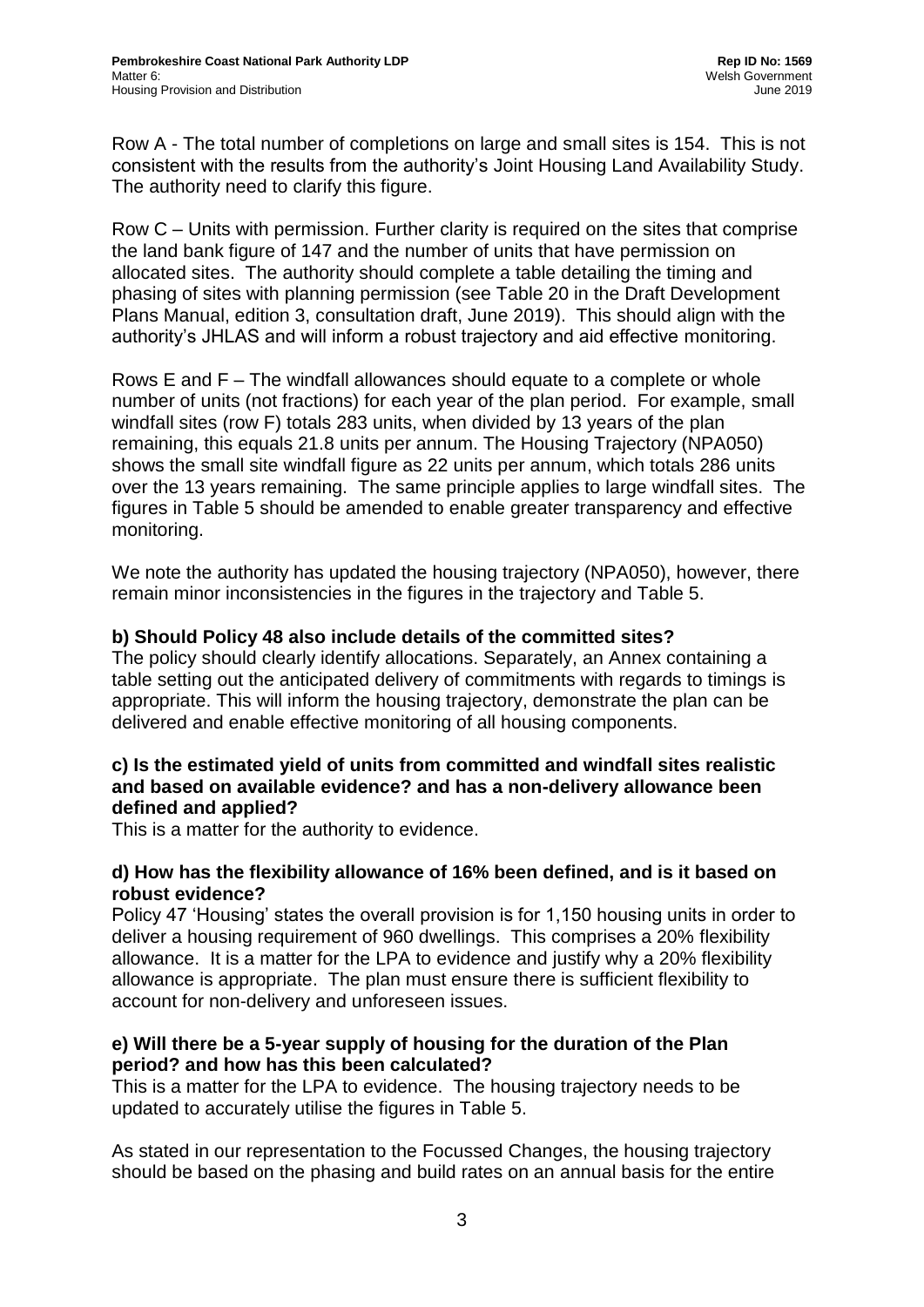Row A - The total number of completions on large and small sites is 154. This is not consistent with the results from the authority's Joint Housing Land Availability Study. The authority need to clarify this figure.

Row C – Units with permission. Further clarity is required on the sites that comprise the land bank figure of 147 and the number of units that have permission on allocated sites. The authority should complete a table detailing the timing and phasing of sites with planning permission (see Table 20 in the Draft Development Plans Manual, edition 3, consultation draft, June 2019). This should align with the authority's JHLAS and will inform a robust trajectory and aid effective monitoring.

Rows E and F – The windfall allowances should equate to a complete or whole number of units (not fractions) for each year of the plan period. For example, small windfall sites (row F) totals 283 units, when divided by 13 years of the plan remaining, this equals 21.8 units per annum. The Housing Trajectory (NPA050) shows the small site windfall figure as 22 units per annum, which totals 286 units over the 13 years remaining. The same principle applies to large windfall sites. The figures in Table 5 should be amended to enable greater transparency and effective monitoring.

We note the authority has updated the housing trajectory (NPA050), however, there remain minor inconsistencies in the figures in the trajectory and Table 5.

**b) Should Policy 48 also include details of the committed sites?**

The policy should clearly identify allocations. Separately, an Annex containing a table setting out the anticipated delivery of commitments with regards to timings is appropriate. This will inform the housing trajectory, demonstrate the plan can be delivered and enable effective monitoring of all housing components.

**c) Is the estimated yield of units from committed and windfall sites realistic and based on available evidence? and has a non-delivery allowance been defined and applied?**

This is a matter for the authority to evidence.

**d) How has the flexibility allowance of 16% been defined, and is it based on robust evidence?**

Policy 47 'Housing' states the overall provision is for 1,150 housing units in order to deliver a housing requirement of 960 dwellings. This comprises a 20% flexibility allowance. It is a matter for the LPA to evidence and justify why a 20% flexibility allowance is appropriate. The plan must ensure there is sufficient flexibility to account for non-delivery and unforeseen issues.

**e) Will there be a 5-year supply of housing for the duration of the Plan period? and how has this been calculated?**

This is a matter for the LPA to evidence. The housing trajectory needs to be updated to accurately utilise the figures in Table 5.

As stated in our representation to the Focussed Changes, the housing trajectory should be based on the phasing and build rates on an annual basis for the entire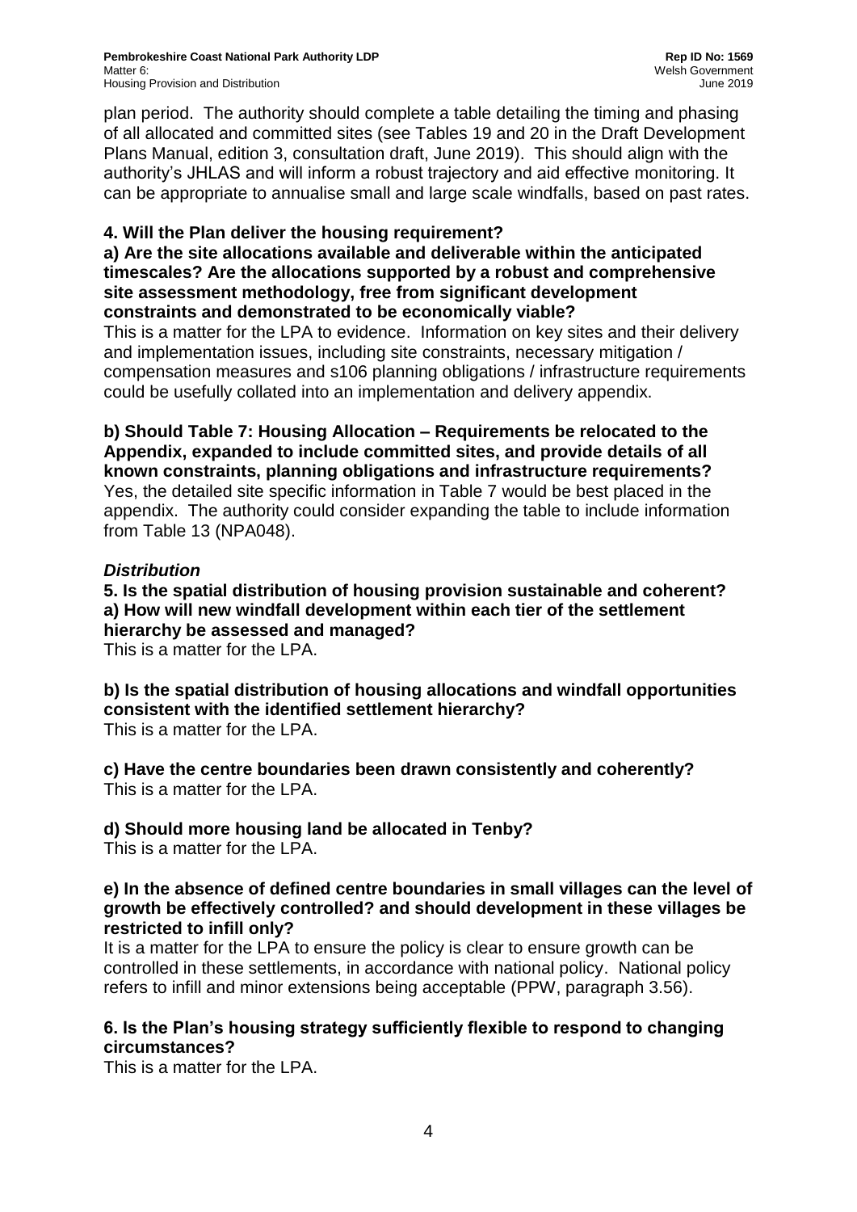plan period. The authority should complete a table detailing the timing and phasing of all allocated and committed sites (see Tables 19 and 20 in the Draft Development Plans Manual, edition 3, consultation draft, June 2019). This should align with the authority's JHLAS and will inform a robust trajectory and aid effective monitoring. It can be appropriate to annualise small and large scale windfalls, based on past rates.

**4. Will the Plan deliver the housing requirement?**

**a) Are the site allocations available and deliverable within the anticipated timescales? Are the allocations supported by a robust and comprehensive site assessment methodology, free from significant development constraints and demonstrated to be economically viable?**

This is a matter for the LPA to evidence. Information on key sites and their delivery and implementation issues, including site constraints, necessary mitigation / compensation measures and s106 planning obligations / infrastructure requirements could be usefully collated into an implementation and delivery appendix.

**b) Should Table 7: Housing Allocation – Requirements be relocated to the Appendix, expanded to include committed sites, and provide details of all known constraints, planning obligations and infrastructure requirements?**

Yes, the detailed site specific information in Table 7 would be best placed in the appendix. The authority could consider expanding the table to include information from Table 13 (NPA048).

***Distribution***

**5. Is the spatial distribution of housing provision sustainable and coherent?**

**a) How will new windfall development within each tier of the settlement hierarchy be assessed and managed?**

This is a matter for the LPA.

**b) Is the spatial distribution of housing allocations and windfall opportunities consistent with the identified settlement hierarchy?**

This is a matter for the LPA.

**c) Have the centre boundaries been drawn consistently and coherently?**

This is a matter for the LPA.

**d) Should more housing land be allocated in Tenby?**

This is a matter for the LPA.

**e) In the absence of defined centre boundaries in small villages can the level of growth be effectively controlled? and should development in these villages be restricted to infill only?**

It is a matter for the LPA to ensure the policy is clear to ensure growth can be controlled in these settlements, in accordance with national policy. National policy refers to infill and minor extensions being acceptable (PPW, paragraph 3.56).

**6. Is the Plan's housing strategy sufficiently flexible to respond to changing circumstances?**

This is a matter for the LPA.